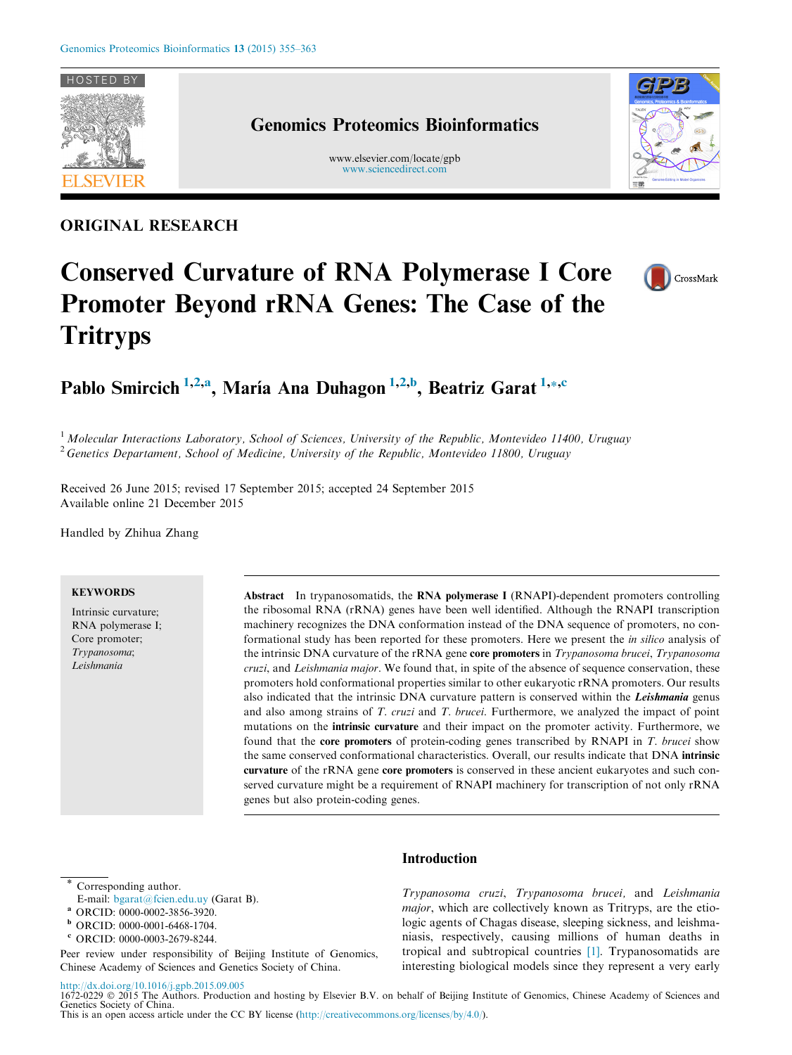ORIGINAL RESEARCH

# Conserved Curvature of RNA Polymerase I Core Promoter Beyond rRNA Genes: The Case of the Tritryps

**Pablo Smircich** [1,2,a], **María Ana Duhagon** [1,2,b], **Beatriz Garat** [1,*,c]

[1] *Molecular Interactions Laboratory, School of Sciences, University of the Republic, Montevideo 11400, Uruguay*
[2] *Genetics Departament, School of Medicine, University of the Republic, Montevideo 11800, Uruguay*

Received 26 June 2015; revised 17 September 2015; accepted 24 September 2015
Available online 21 December 2015

Handled by Zhihua Zhang

**KEYWORDS**

Intrinsic curvature;
RNA polymerase I;
Core promoter;
*Trypanosoma*;
*Leishmania*

**Abstract** In trypanosomatids, the **RNA polymerase I** (RNAPI)-dependent promoters controlling the ribosomal RNA (rRNA) genes have been well identified. Although the RNAPI transcription machinery recognizes the DNA conformation instead of the DNA sequence of promoters, no conformational study has been reported for these promoters. Here we present the *in silico* analysis of the intrinsic DNA curvature of the rRNA gene **core promoters** in *Trypanosoma brucei*, *Trypanosoma cruzi*, and *Leishmania major*. We found that, in spite of the absence of sequence conservation, these promoters hold conformational properties similar to other eukaryotic rRNA promoters. Our results also indicated that the intrinsic DNA curvature pattern is conserved within the ***Leishmania*** genus and also among strains of *T. cruzi* and *T. brucei*. Furthermore, we analyzed the impact of point mutations on the **intrinsic curvature** and their impact on the promoter activity. Furthermore, we found that the **core promoters** of protein-coding genes transcribed by RNAPI in *T. brucei* show the same conserved conformational characteristics. Overall, our results indicate that DNA **intrinsic curvature** of the rRNA gene **core promoters** is conserved in these ancient eukaryotes and such conserved curvature might be a requirement of RNAPI machinery for transcription of not only rRNA genes but also protein-coding genes.

## Introduction

*Trypanosoma cruzi*, *Trypanosoma brucei,* and *Leishmania major*, which are collectively known as Tritryps, are the etiologic agents of Chagas disease, sleeping sickness, and leishmaniasis, respectively, causing millions of human deaths in tropical and subtropical countries [1]. Trypanosomatids are interesting biological models since they represent a very early

\* Corresponding author.
E-mail: bgarat@fcien.edu.uy (Garat B).
[a] ORCID: 0000-0002-3856-3920.
[b] ORCID: 0000-0001-6468-1704.
[c] ORCID: 0000-0003-2679-8244.

Peer review under responsibility of Beijing Institute of Genomics, Chinese Academy of Sciences and Genetics Society of China.

http://dx.doi.org/10.1016/j.gpb.2015.09.005
1672-0229 © 2015 The Authors. Production and hosting by Elsevier B.V. on behalf of Beijing Institute of Genomics, Chinese Academy of Sciences and Genetics Society of China.
This is an open access article under the CC BY license (http://creativecommons.org/licenses/by/4.0/).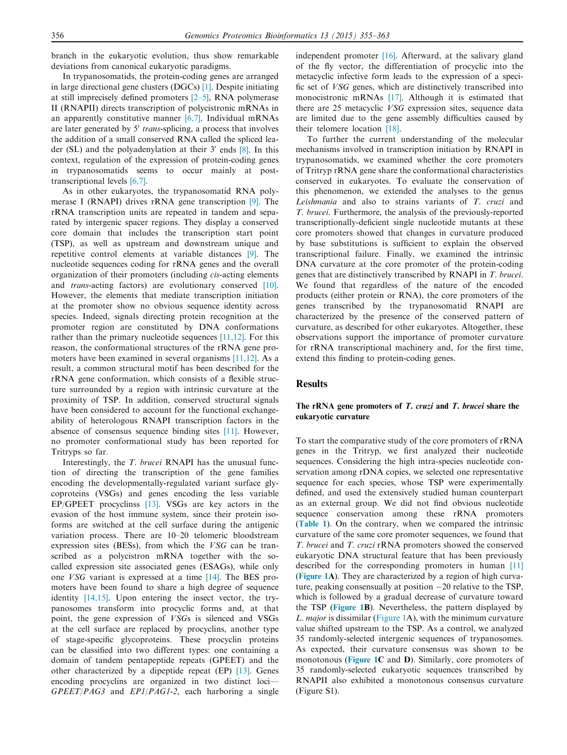branch in the eukaryotic evolution, thus show remarkable deviations from canonical eukaryotic paradigms.

In trypanosomatids, the protein-coding genes are arranged in large directional gene clusters (DGCs) [1]. Despite initiating at still imprecisely defined promoters [2–5], RNA polymerase II (RNAPII) directs transcription of polycistronic mRNAs in an apparently constitutive manner [6,7]. Individual mRNAs are later generated by 5′ *trans*-splicing, a process that involves the addition of a small conserved RNA called the spliced leader (SL) and the polyadenylation at their 3′ ends [8]. In this context, regulation of the expression of protein-coding genes in trypanosomatids seems to occur mainly at post-transcriptional levels [6,7].

As in other eukaryotes, the trypanosomatid RNA polymerase I (RNAPI) drives rRNA gene transcription [9]. The rRNA transcription units are repeated in tandem and separated by intergenic spacer regions. They display a conserved core domain that includes the transcription start point (TSP), as well as upstream and downstream unique and repetitive control elements at variable distances [9]. The nucleotide sequences coding for rRNA genes and the overall organization of their promoters (including *cis*-acting elements and *trans*-acting factors) are evolutionary conserved [10]. However, the elements that mediate transcription initiation at the promoter show no obvious sequence identity across species. Indeed, signals directing protein recognition at the promoter region are constituted by DNA conformations rather than the primary nucleotide sequences [11,12]. For this reason, the conformational structures of the rRNA gene promoters have been examined in several organisms [11,12]. As a result, a common structural motif has been described for the rRNA gene conformation, which consists of a flexible structure surrounded by a region with intrinsic curvature at the proximity of TSP. In addition, conserved structural signals have been considered to account for the functional exchangeability of heterologous RNAPI transcription factors in the absence of consensus sequence binding sites [11]. However, no promoter conformational study has been reported for Tritryps so far.

Interestingly, the *T. brucei* RNAPI has the unusual function of directing the transcription of the gene families encoding the developmentally-regulated variant surface glycoproteins (VSGs) and genes encoding the less variable EP/GPEET procyclins [13]. VSGs are key actors in the evasion of the host immune system, since their protein isoforms are switched at the cell surface during the antigenic variation process. There are 10–20 telomeric bloodstream expression sites (BESs), from which the *VSG* can be transcribed as a polycistron mRNA together with the so-called expression site associated genes (ESAGs), while only one *VSG* variant is expressed at a time [14]. The BES promoters have been found to share a high degree of sequence identity [14,15]. Upon entering the insect vector, the trypanosomes transform into procyclic forms and, at that point, the gene expression of *VSG*s is silenced and VSGs at the cell surface are replaced by procyclins, another type of stage-specific glycoproteins. These procyclin proteins can be classified into two different types: one containing a domain of tandem pentapeptide repeats (GPEET) and the other characterized by a dipeptide repeat (EP) [13]. Genes encoding procyclins are organized in two distinct loci—*GPEET*/*PAG3* and *EP1*/*PAG1-2*, each harboring a single independent promoter [16]. Afterward, at the salivary gland of the fly vector, the differentiation of procyclic into the metacyclic infective form leads to the expression of a specific set of *VSG* genes, which are distinctively transcribed into monocistronic mRNAs [17]. Although it is estimated that there are 25 metacyclic *VSG* expression sites, sequence data are limited due to the gene assembly difficulties caused by their telomere location [18].

To further the current understanding of the molecular mechanisms involved in transcription initiation by RNAPI in trypanosomatids, we examined whether the core promoters of Tritryp rRNA gene share the conformational characteristics conserved in eukaryotes. To evaluate the conservation of this phenomenon, we extended the analyses to the genus *Leishmania* and also to strains variants of *T. cruzi* and *T. brucei*. Furthermore, the analysis of the previously-reported transcriptionally-deficient single nucleotide mutants at these core promoters showed that changes in curvature produced by base substitutions is sufficient to explain the observed transcriptional failure. Finally, we examined the intrinsic DNA curvature at the core promoter of the protein-coding genes that are distinctively transcribed by RNAPI in *T. brucei*. We found that regardless of the nature of the encoded products (either protein or RNA), the core promoters of the genes transcribed by the trypanosomatid RNAPI are characterized by the presence of the conserved pattern of curvature, as described for other eukaryotes. Altogether, these observations support the importance of promoter curvature for rRNA transcriptional machinery and, for the first time, extend this finding to protein-coding genes.

## Results

### The rRNA gene promoters of *T. cruzi* and *T. brucei* share the eukaryotic curvature

To start the comparative study of the core promoters of rRNA genes in the Tritryp, we first analyzed their nucleotide sequences. Considering the high intra-species nucleotide conservation among rDNA copies, we selected one representative sequence for each species, whose TSP were experimentally defined, and used the extensively studied human counterpart as an external group. We did not find obvious nucleotide sequence conservation among these rRNA promoters (**Table 1**). On the contrary, when we compared the intrinsic curvature of the same core promoter sequences, we found that *T. brucei* and *T. cruzi* rRNA promoters showed the conserved eukaryotic DNA structural feature that has been previously described for the corresponding promoters in human [11] (**Figure 1A**). They are characterized by a region of high curvature, peaking consensually at position −20 relative to the TSP, which is followed by a gradual decrease of curvature toward the TSP (**Figure 1B**). Nevertheless, the pattern displayed by *L. major* is dissimilar (Figure 1A), with the minimum curvature value shifted upstream to the TSP. As a control, we analyzed 35 randomly-selected intergenic sequences of trypanosomes. As expected, their curvature consensus was shown to be monotonous (**Figure 1C** and **D**). Similarly, core promoters of 35 randomly-selected eukaryotic sequences transcribed by RNAPII also exhibited a monotonous consensus curvature (Figure S1).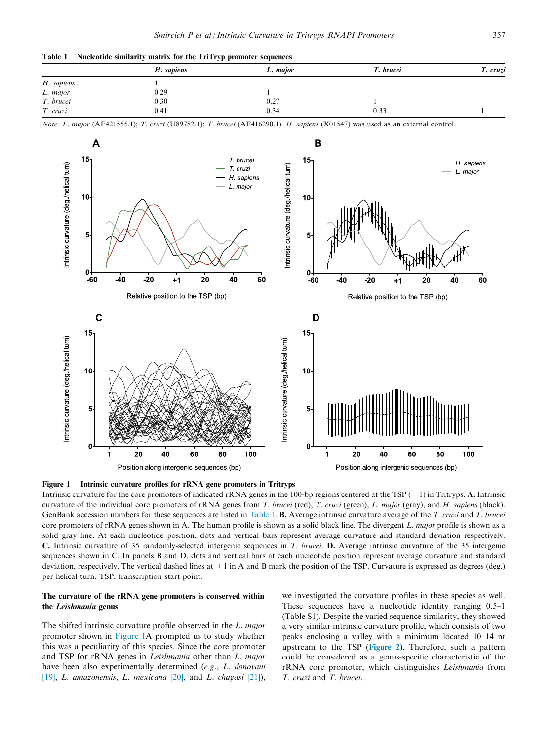**Table 1 Nucleotide similarity matrix for the TriTryp promoter sequences**

| | *H. sapiens* | *L. major* | *T. brucei* | *T. cruzi* |
|---|---|---|---|---|
| *H. sapiens* | 1 | | | |
| *L. major* | 0.29 | 1 | | |
| *T. brucei* | 0.30 | 0.27 | 1 | |
| *T. cruzi* | 0.41 | 0.34 | 0.33 | 1 |

*Note: L. major* (AF421555.1); *T. cruzi* (U89782.1); *T. brucei* (AF416290.1). *H. sapiens* (X01547) was used as an external control.

**Figure 1 Intrinsic curvature profiles for rRNA gene promoters in Tritryps**

Intrinsic curvature for the core promoters of indicated rRNA genes in the 100-bp regions centered at the TSP (+1) in Tritryps. **A.** Intrinsic curvature of the individual core promoters of rRNA genes from *T. brucei* (red), *T. cruzi* (green), *L. major* (gray), and *H. sapiens* (black). GenBank accession numbers for these sequences are listed in Table 1. **B.** Average intrinsic curvature average of the *T. cruzi* and *T. brucei* core promoters of rRNA genes shown in A. The human profile is shown as a solid black line. The divergent *L. major* profile is shown as a solid gray line. At each nucleotide position, dots and vertical bars represent average curvature and standard deviation respectively. **C.** Intrinsic curvature of 35 randomly-selected intergenic sequences in *T. brucei*. **D.** Average intrinsic curvature of the 35 intergenic sequences shown in C. In panels B and D, dots and vertical bars at each nucleotide position represent average curvature and standard deviation, respectively. The vertical dashed lines at +1 in A and B mark the position of the TSP. Curvature is expressed as degrees (deg.) per helical turn. TSP, transcription start point.

### The curvature of the rRNA gene promoters is conserved within the *Leishmania* genus

The shifted intrinsic curvature profile observed in the *L. major* promoter shown in Figure 1A prompted us to study whether this was a peculiarity of this species. Since the core promoter and TSP for rRNA genes in *Leishmania* other than *L. major* have been also experimentally determined (*e.g.*, *L. donovani* [19], *L. amazonensis*, *L. mexicana* [20], and *L. chagasi* [21]), we investigated the curvature profiles in these species as well. These sequences have a nucleotide identity ranging 0.5–1 (Table S1). Despite the varied sequence similarity, they showed a very similar intrinsic curvature profile, which consists of two peaks enclosing a valley with a minimum located 10–14 nt upstream to the TSP (**Figure 2**). Therefore, such a pattern could be considered as a genus-specific characteristic of the rRNA core promoter, which distinguishes *Leishmania* from *T. cruzi* and *T. brucei*.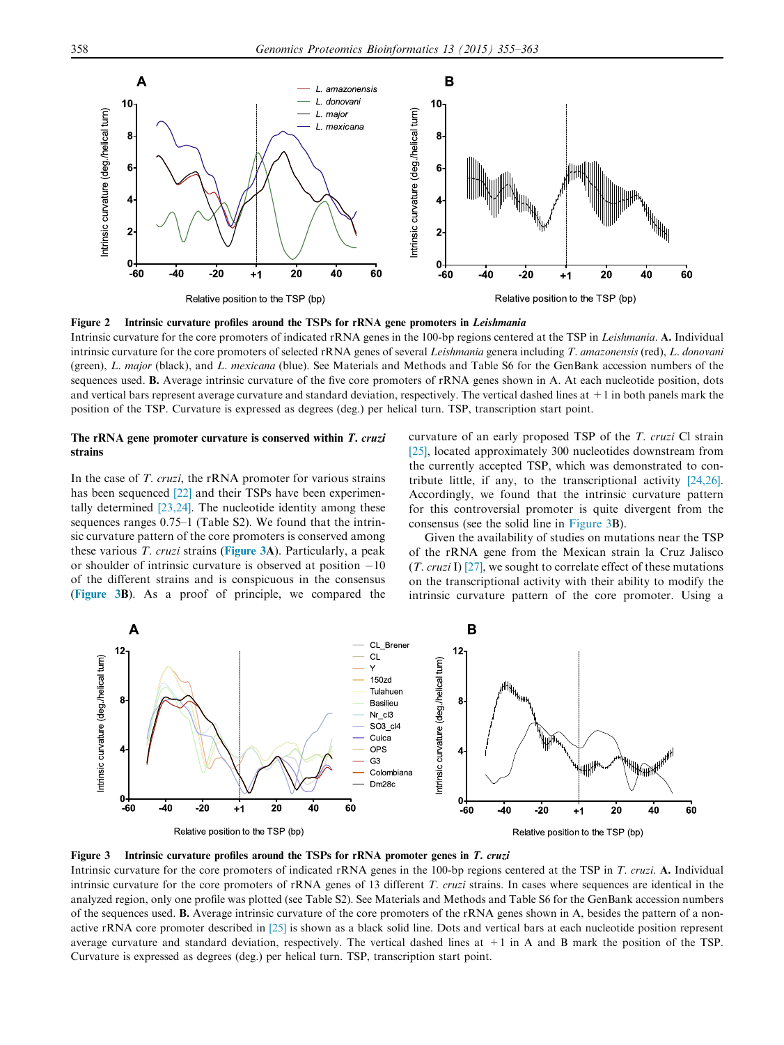**Figure 2 Intrinsic curvature profiles around the TSPs for rRNA gene promoters in *Leishmania***

Intrinsic curvature for the core promoters of indicated rRNA genes in the 100-bp regions centered at the TSP in *Leishmania*. **A.** Individual intrinsic curvature for the core promoters of selected rRNA genes of several *Leishmania* genera including *T. amazonensis* (red), *L. donovani* (green), *L. major* (black), and *L. mexicana* (blue). See Materials and Methods and Table S6 for the GenBank accession numbers of the sequences used. **B.** Average intrinsic curvature of the five core promoters of rRNA genes shown in A. At each nucleotide position, dots and vertical bars represent average curvature and standard deviation, respectively. The vertical dashed lines at +1 in both panels mark the position of the TSP. Curvature is expressed as degrees (deg.) per helical turn. TSP, transcription start point.

### The rRNA gene promoter curvature is conserved within *T. cruzi* strains

In the case of *T. cruzi*, the rRNA promoter for various strains has been sequenced [22] and their TSPs have been experimentally determined [23,24]. The nucleotide identity among these sequences ranges 0.75–1 (Table S2). We found that the intrinsic curvature pattern of the core promoters is conserved among these various *T. cruzi* strains (**Figure 3A**). Particularly, a peak or shoulder of intrinsic curvature is observed at position −10 of the different strains and is conspicuous in the consensus (**Figure 3B**). As a proof of principle, we compared the curvature of an early proposed TSP of the *T. cruzi* Cl strain [25], located approximately 300 nucleotides downstream from the currently accepted TSP, which was demonstrated to contribute little, if any, to the transcriptional activity [24,26]. Accordingly, we found that the intrinsic curvature pattern for this controversial promoter is quite divergent from the consensus (see the solid line in Figure 3B).

Given the availability of studies on mutations near the TSP of the rRNA gene from the Mexican strain la Cruz Jalisco (*T. cruzi* I) [27], we sought to correlate effect of these mutations on the transcriptional activity with their ability to modify the intrinsic curvature pattern of the core promoter. Using a

**Figure 3 Intrinsic curvature profiles around the TSPs for rRNA promoter genes in *T. cruzi***

Intrinsic curvature for the core promoters of indicated rRNA genes in the 100-bp regions centered at the TSP in *T. cruzi*. **A.** Individual intrinsic curvature for the core promoters of rRNA genes of 13 different *T. cruzi* strains. In cases where sequences are identical in the analyzed region, only one profile was plotted (see Table S2). See Materials and Methods and Table S6 for the GenBank accession numbers of the sequences used. **B.** Average intrinsic curvature of the core promoters of the rRNA genes shown in A, besides the pattern of a non-active rRNA core promoter described in [25] is shown as a black solid line. Dots and vertical bars at each nucleotide position represent average curvature and standard deviation, respectively. The vertical dashed lines at +1 in A and B mark the position of the TSP. Curvature is expressed as degrees (deg.) per helical turn. TSP, transcription start point.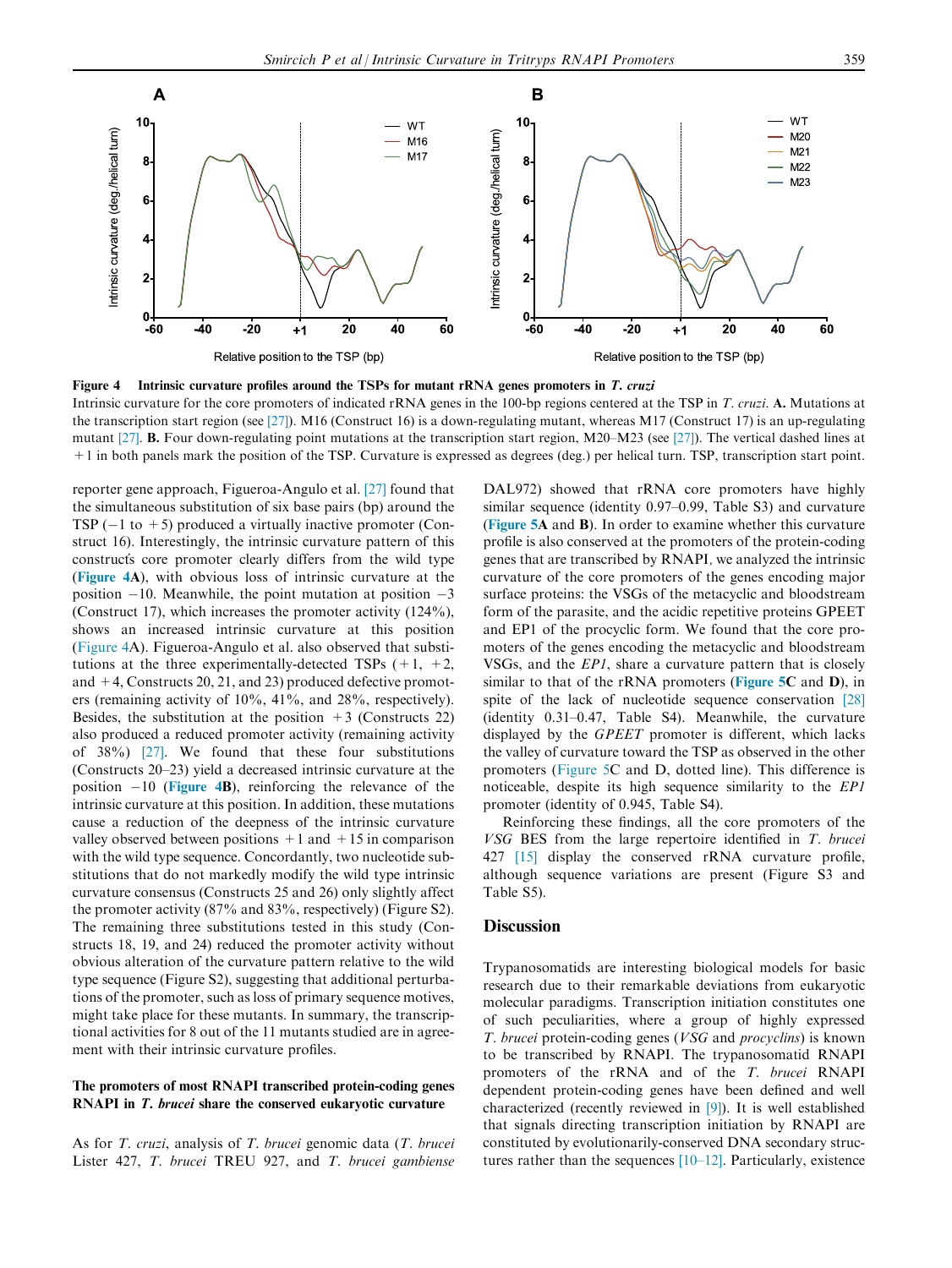**Figure 4 Intrinsic curvature profiles around the TSPs for mutant rRNA genes promoters in *T. cruzi***
Intrinsic curvature for the core promoters of indicated rRNA genes in the 100-bp regions centered at the TSP in *T. cruzi*. **A.** Mutations at the transcription start region (see [27]). M16 (Construct 16) is a down-regulating mutant, whereas M17 (Construct 17) is an up-regulating mutant [27]. **B.** Four down-regulating point mutations at the transcription start region, M20–M23 (see [27]). The vertical dashed lines at +1 in both panels mark the position of the TSP. Curvature is expressed as degrees (deg.) per helical turn. TSP, transcription start point.

reporter gene approach, Figueroa-Angulo et al. [27] found that the simultaneous substitution of six base pairs (bp) around the TSP (−1 to +5) produced a virtually inactive promoter (Construct 16). Interestingly, the intrinsic curvature pattern of this construct's core promoter clearly differs from the wild type (**Figure 4A**), with obvious loss of intrinsic curvature at the position −10. Meanwhile, the point mutation at position −3 (Construct 17), which increases the promoter activity (124%), shows an increased intrinsic curvature at this position (Figure 4A). Figueroa-Angulo et al. also observed that substitutions at the three experimentally-detected TSPs (+1, +2, and +4, Constructs 20, 21, and 23) produced defective promoters (remaining activity of 10%, 41%, and 28%, respectively). Besides, the substitution at the position +3 (Constructs 22) also produced a reduced promoter activity (remaining activity of 38%) [27]. We found that these four substitutions (Constructs 20–23) yield a decreased intrinsic curvature at the position −10 (**Figure 4B**), reinforcing the relevance of the intrinsic curvature at this position. In addition, these mutations cause a reduction of the deepness of the intrinsic curvature valley observed between positions +1 and +15 in comparison with the wild type sequence. Concordantly, two nucleotide substitutions that do not markedly modify the wild type intrinsic curvature consensus (Constructs 25 and 26) only slightly affect the promoter activity (87% and 83%, respectively) (Figure S2). The remaining three substitutions tested in this study (Constructs 18, 19, and 24) reduced the promoter activity without obvious alteration of the curvature pattern relative to the wild type sequence (Figure S2), suggesting that additional perturbations of the promoter, such as loss of primary sequence motives, might take place for these mutants. In summary, the transcriptional activities for 8 out of the 11 mutants studied are in agreement with their intrinsic curvature profiles.

### The promoters of most RNAPI transcribed protein-coding genes RNAPI in *T. brucei* share the conserved eukaryotic curvature

As for *T. cruzi*, analysis of *T. brucei* genomic data (*T. brucei* Lister 427, *T. brucei* TREU 927, and *T. brucei gambiense* DAL972) showed that rRNA core promoters have highly similar sequence (identity 0.97–0.99, Table S3) and curvature (**Figure 5A** and **B**). In order to examine whether this curvature profile is also conserved at the promoters of the protein-coding genes that are transcribed by RNAPI, we analyzed the intrinsic curvature of the core promoters of the genes encoding major surface proteins: the VSGs of the metacyclic and bloodstream form of the parasite, and the acidic repetitive proteins GPEET and EP1 of the procyclic form. We found that the core promoters of the genes encoding the metacyclic and bloodstream VSGs, and the *EP1*, share a curvature pattern that is closely similar to that of the rRNA promoters (**Figure 5C** and **D**), in spite of the lack of nucleotide sequence conservation [28] (identity 0.31–0.47, Table S4). Meanwhile, the curvature displayed by the *GPEET* promoter is different, which lacks the valley of curvature toward the TSP as observed in the other promoters (Figure 5C and D, dotted line). This difference is noticeable, despite its high sequence similarity to the *EP1* promoter (identity of 0.945, Table S4).

Reinforcing these findings, all the core promoters of the *VSG* BES from the large repertoire identified in *T. brucei* 427 [15] display the conserved rRNA curvature profile, although sequence variations are present (Figure S3 and Table S5).

## Discussion

Trypanosomatids are interesting biological models for basic research due to their remarkable deviations from eukaryotic molecular paradigms. Transcription initiation constitutes one of such peculiarities, where a group of highly expressed *T. brucei* protein-coding genes (*VSG* and *procyclins*) is known to be transcribed by RNAPI. The trypanosomatid RNAPI promoters of the rRNA and of the *T. brucei* RNAPI dependent protein-coding genes have been defined and well characterized (recently reviewed in [9]). It is well established that signals directing transcription initiation by RNAPI are constituted by evolutionarily-conserved DNA secondary structures rather than the sequences [10–12]. Particularly, existence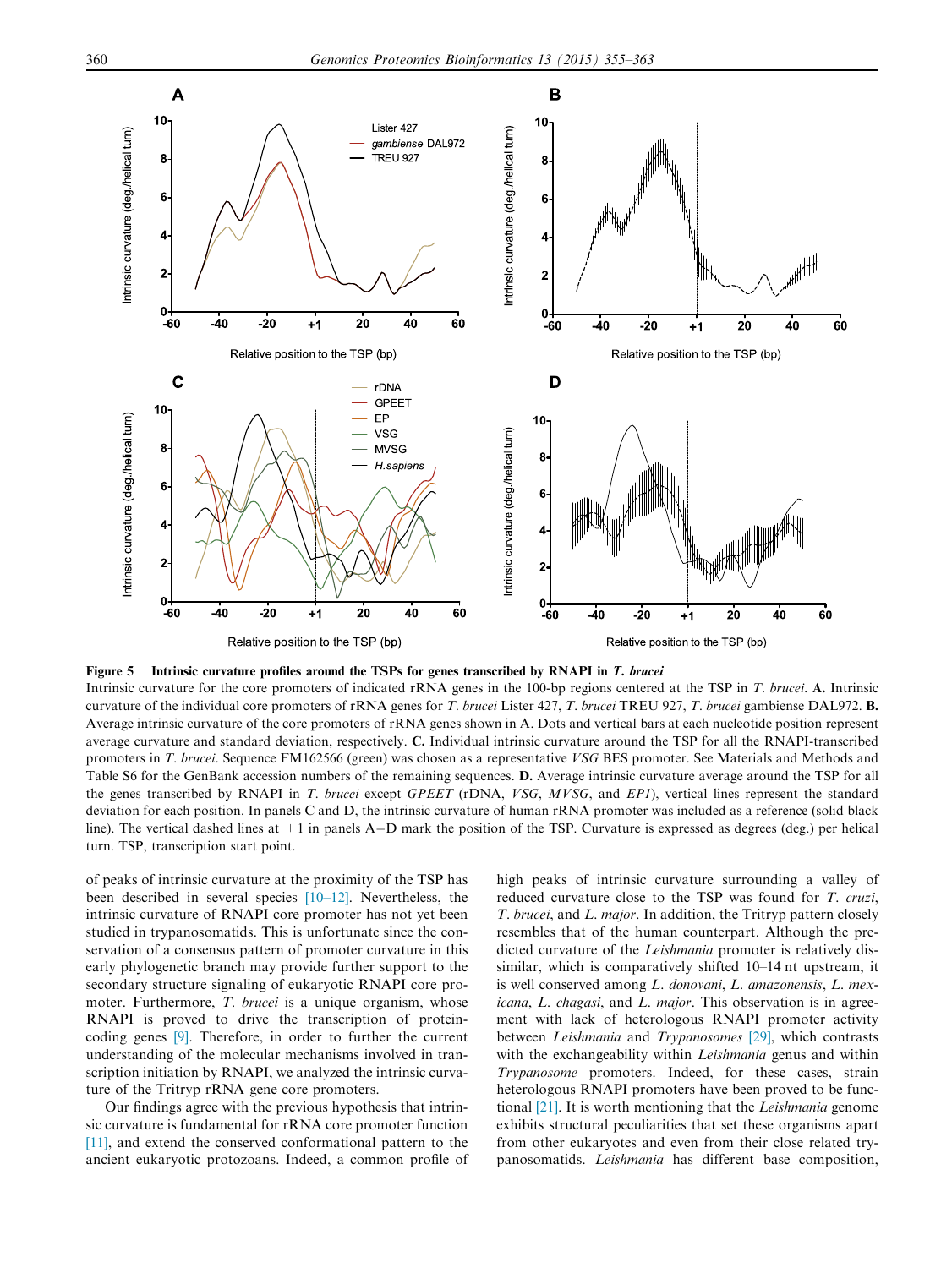**Figure 5 Intrinsic curvature profiles around the TSPs for genes transcribed by RNAPI in *T. brucei***

Intrinsic curvature for the core promoters of indicated rRNA genes in the 100-bp regions centered at the TSP in *T. brucei*. **A.** Intrinsic curvature of the individual core promoters of rRNA genes for *T. brucei* Lister 427, *T. brucei* TREU 927, *T. brucei* gambiense DAL972. **B.** Average intrinsic curvature of the core promoters of rRNA genes shown in A. Dots and vertical bars at each nucleotide position represent average curvature and standard deviation, respectively. **C.** Individual intrinsic curvature around the TSP for all the RNAPI-transcribed promoters in *T. brucei*. Sequence FM162566 (green) was chosen as a representative *VSG* BES promoter. See Materials and Methods and Table S6 for the GenBank accession numbers of the remaining sequences. **D.** Average intrinsic curvature average around the TSP for all the genes transcribed by RNAPI in *T. brucei* except *GPEET* (rDNA, *VSG*, *MVSG*, and *EP1*), vertical lines represent the standard deviation for each position. In panels C and D, the intrinsic curvature of human rRNA promoter was included as a reference (solid black line). The vertical dashed lines at +1 in panels A–D mark the position of the TSP. Curvature is expressed as degrees (deg.) per helical turn. TSP, transcription start point.

of peaks of intrinsic curvature at the proximity of the TSP has been described in several species [10–12]. Nevertheless, the intrinsic curvature of RNAPI core promoter has not yet been studied in trypanosomatids. This is unfortunate since the conservation of a consensus pattern of promoter curvature in this early phylogenetic branch may provide further support to the secondary structure signaling of eukaryotic RNAPI core promoter. Furthermore, *T. brucei* is a unique organism, whose RNAPI is proved to drive the transcription of protein-coding genes [9]. Therefore, in order to further the current understanding of the molecular mechanisms involved in transcription initiation by RNAPI, we analyzed the intrinsic curvature of the Tritryp rRNA gene core promoters.

Our findings agree with the previous hypothesis that intrinsic curvature is fundamental for rRNA core promoter function [11], and extend the conserved conformational pattern to the ancient eukaryotic protozoans. Indeed, a common profile of high peaks of intrinsic curvature surrounding a valley of reduced curvature close to the TSP was found for *T. cruzi*, *T. brucei*, and *L. major*. In addition, the Tritryp pattern closely resembles that of the human counterpart. Although the predicted curvature of the *Leishmania* promoter is relatively dissimilar, which is comparatively shifted 10–14 nt upstream, it is well conserved among *L. donovani*, *L. amazonensis*, *L. mexicana*, *L. chagasi*, and *L. major*. This observation is in agreement with lack of heterologous RNAPI promoter activity between *Leishmania* and *Trypanosomes* [29], which contrasts with the exchangeability within *Leishmania* genus and within *Trypanosome* promoters. Indeed, for these cases, strain heterologous RNAPI promoters have been proved to be functional [21]. It is worth mentioning that the *Leishmania* genome exhibits structural peculiarities that set these organisms apart from other eukaryotes and even from their close related trypanosomatids. *Leishmania* has different base composition,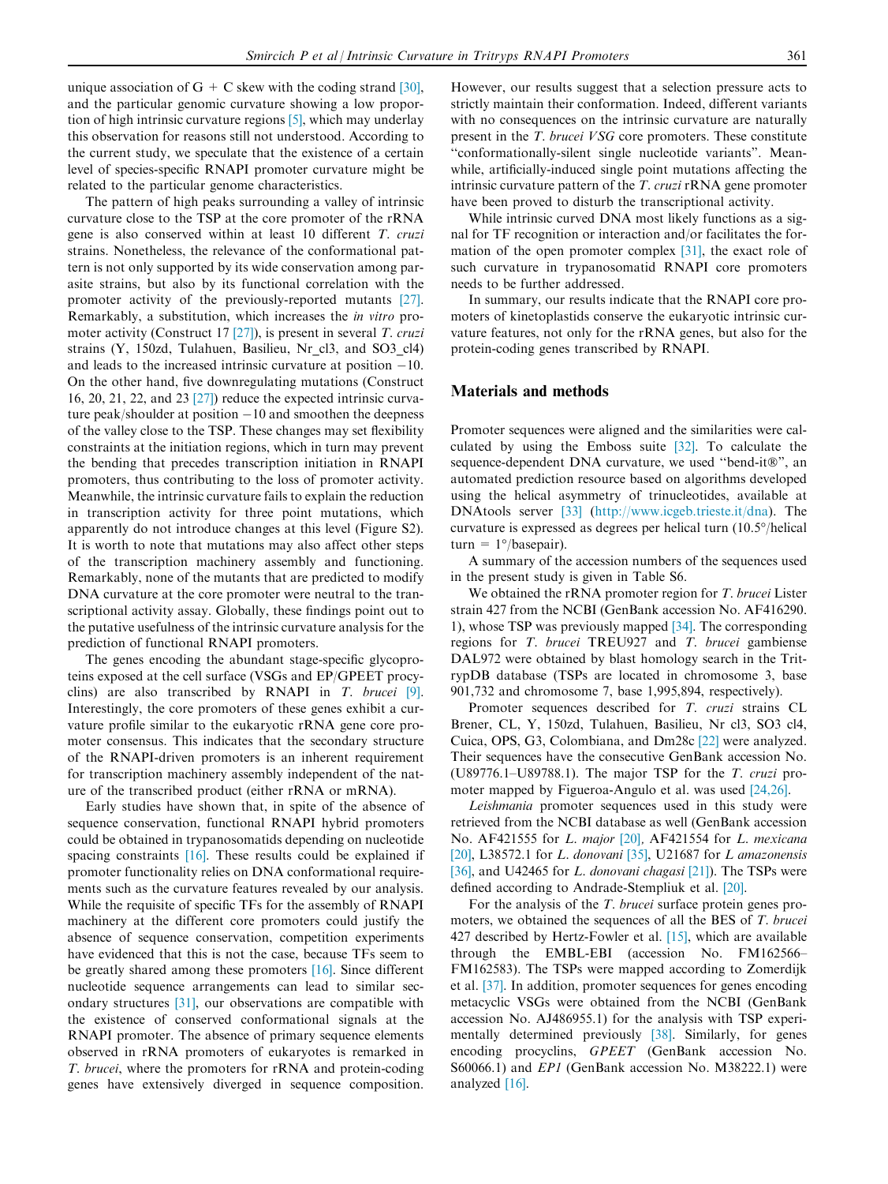unique association of G + C skew with the coding strand [30], and the particular genomic curvature showing a low proportion of high intrinsic curvature regions [5], which may underlay this observation for reasons still not understood. According to the current study, we speculate that the existence of a certain level of species-specific RNAPI promoter curvature might be related to the particular genome characteristics.

The pattern of high peaks surrounding a valley of intrinsic curvature close to the TSP at the core promoter of the rRNA gene is also conserved within at least 10 different *T. cruzi* strains. Nonetheless, the relevance of the conformational pattern is not only supported by its wide conservation among parasite strains, but also by its functional correlation with the promoter activity of the previously-reported mutants [27]. Remarkably, a substitution, which increases the *in vitro* promoter activity (Construct 17 [27]), is present in several *T. cruzi* strains (Y, 150zd, Tulahuen, Basilieu, Nr_cl3, and SO3_cl4) and leads to the increased intrinsic curvature at position −10. On the other hand, five downregulating mutations (Construct 16, 20, 21, 22, and 23 [27]) reduce the expected intrinsic curvature peak/shoulder at position −10 and smoothen the deepness of the valley close to the TSP. These changes may set flexibility constraints at the initiation regions, which in turn may prevent the bending that precedes transcription initiation in RNAPI promoters, thus contributing to the loss of promoter activity. Meanwhile, the intrinsic curvature fails to explain the reduction in transcription activity for three point mutations, which apparently do not introduce changes at this level (Figure S2). It is worth to note that mutations may also affect other steps of the transcription machinery assembly and functioning. Remarkably, none of the mutants that are predicted to modify DNA curvature at the core promoter were neutral to the transcriptional activity assay. Globally, these findings point out to the putative usefulness of the intrinsic curvature analysis for the prediction of functional RNAPI promoters.

The genes encoding the abundant stage-specific glycoproteins exposed at the cell surface (VSGs and EP/GPEET procyclins) are also transcribed by RNAPI in *T. brucei* [9]. Interestingly, the core promoters of these genes exhibit a curvature profile similar to the eukaryotic rRNA gene core promoter consensus. This indicates that the secondary structure of the RNAPI-driven promoters is an inherent requirement for transcription machinery assembly independent of the nature of the transcribed product (either rRNA or mRNA).

Early studies have shown that, in spite of the absence of sequence conservation, functional RNAPI hybrid promoters could be obtained in trypanosomatids depending on nucleotide spacing constraints [16]. These results could be explained if promoter functionality relies on DNA conformational requirements such as the curvature features revealed by our analysis. While the requisite of specific TFs for the assembly of RNAPI machinery at the different core promoters could justify the absence of sequence conservation, competition experiments have evidenced that this is not the case, because TFs seem to be greatly shared among these promoters [16]. Since different nucleotide sequence arrangements can lead to similar secondary structures [31], our observations are compatible with the existence of conserved conformational signals at the RNAPI promoter. The absence of primary sequence elements observed in rRNA promoters of eukaryotes is remarked in *T. brucei*, where the promoters for rRNA and protein-coding genes have extensively diverged in sequence composition. However, our results suggest that a selection pressure acts to strictly maintain their conformation. Indeed, different variants with no consequences on the intrinsic curvature are naturally present in the *T. brucei VSG* core promoters. These constitute "conformationally-silent single nucleotide variants". Meanwhile, artificially-induced single point mutations affecting the intrinsic curvature pattern of the *T. cruzi* rRNA gene promoter have been proved to disturb the transcriptional activity.

While intrinsic curved DNA most likely functions as a signal for TF recognition or interaction and/or facilitates the formation of the open promoter complex [31], the exact role of such curvature in trypanosomatid RNAPI core promoters needs to be further addressed.

In summary, our results indicate that the RNAPI core promoters of kinetoplastids conserve the eukaryotic intrinsic curvature features, not only for the rRNA genes, but also for the protein-coding genes transcribed by RNAPI.

## Materials and methods

Promoter sequences were aligned and the similarities were calculated by using the Emboss suite [32]. To calculate the sequence-dependent DNA curvature, we used "bend-it®", an automated prediction resource based on algorithms developed using the helical asymmetry of trinucleotides, available at DNAtools server [33] (http://www.icgeb.trieste.it/dna). The curvature is expressed as degrees per helical turn (10.5°/helical turn = 1°/basepair).

A summary of the accession numbers of the sequences used in the present study is given in Table S6.

We obtained the rRNA promoter region for *T. brucei* Lister strain 427 from the NCBI (GenBank accession No. AF416290.1), whose TSP was previously mapped [34]. The corresponding regions for *T. brucei* TREU927 and *T. brucei* gambiense DAL972 were obtained by blast homology search in the TritrypDB database (TSPs are located in chromosome 3, base 901,732 and chromosome 7, base 1,995,894, respectively).

Promoter sequences described for *T. cruzi* strains CL Brener, CL, Y, 150zd, Tulahuen, Basilieu, Nr cl3, SO3 cl4, Cuica, OPS, G3, Colombiana, and Dm28c [22] were analyzed. Their sequences have the consecutive GenBank accession No. (U89776.1–U89788.1). The major TSP for the *T. cruzi* promoter mapped by Figueroa-Angulo et al. was used [24,26].

*Leishmania* promoter sequences used in this study were retrieved from the NCBI database as well (GenBank accession No. AF421555 for *L. major* [20], AF421554 for *L. mexicana* [20], L38572.1 for *L. donovani* [35], U21687 for *L amazonensis* [36], and U42465 for *L. donovani chagasi* [21]). The TSPs were defined according to Andrade-Stempliuk et al. [20].

For the analysis of the *T. brucei* surface protein genes promoters, we obtained the sequences of all the BES of *T. brucei* 427 described by Hertz-Fowler et al. [15], which are available through the EMBL-EBI (accession No. FM162566–FM162583). The TSPs were mapped according to Zomerdijk et al. [37]. In addition, promoter sequences for genes encoding metacyclic VSGs were obtained from the NCBI (GenBank accession No. AJ486955.1) for the analysis with TSP experimentally determined previously [38]. Similarly, for genes encoding procyclins, *GPEET* (GenBank accession No. S60066.1) and *EP1* (GenBank accession No. M38222.1) were analyzed [16].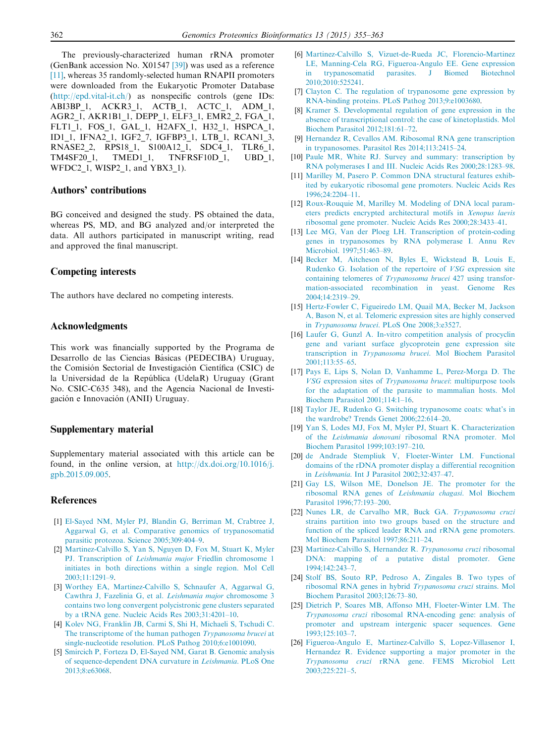The previously-characterized human rRNA promoter (GenBank accession No. X01547 [39]) was used as a reference [11], whereas 35 randomly-selected human RNAPII promoters were downloaded from the Eukaryotic Promoter Database (http://epd.vital-it.ch/) as nonspecific controls (gene IDs: ABI3BP_1, ACKR3_1, ACTB_1, ACTC_1, ADM_1, AGR2_1, AKR1B1_1, DEPP_1, ELF3_1, EMR2_2, FGA_1, FLT1_1, FOS_1, GAL_1, H2AFX_1, H32_1, HSPCA_1, ID1_1, IFNA2_1, IGF2_7, IGFBP3_1, LTB_1, RCAN1_3, RNASE2_2, RPS18_1, S100A12_1, SDC4_1, TLR6_1, TM4SF20_1, TMED1_1, TNFRSF10D_1, UBD_1, WFDC2_1, WISP2_1, and YBX3_1).

## Authors' contributions

BG conceived and designed the study. PS obtained the data, whereas PS, MD, and BG analyzed and/or interpreted the data. All authors participated in manuscript writing, read and approved the final manuscript.

## Competing interests

The authors have declared no competing interests.

## Acknowledgments

This work was financially supported by the Programa de Desarrollo de las Ciencias Básicas (PEDECIBA) Uruguay, the Comisión Sectorial de Investigación Científica (CSIC) de la Universidad de la República (UdelaR) Uruguay (Grant No. CSIC-C635 348), and the Agencia Nacional de Investigación e Innovación (ANII) Uruguay.

## Supplementary material

Supplementary material associated with this article can be found, in the online version, at http://dx.doi.org/10.1016/j.gpb.2015.09.005.

## References

[1] El-Sayed NM, Myler PJ, Blandin G, Berriman M, Crabtree J, Aggarwal G, et al. Comparative genomics of trypanosomatid parasitic protozoa. Science 2005;309:404–9.

[2] Martinez-Calvillo S, Yan S, Nguyen D, Fox M, Stuart K, Myler PJ. Transcription of *Leishmania major* Friedlin chromosome 1 initiates in both directions within a single region. Mol Cell 2003;11:1291–9.

[3] Worthey EA, Martinez-Calvillo S, Schnaufer A, Aggarwal G, Cawthra J, Fazelinia G, et al. *Leishmania major* chromosome 3 contains two long convergent polycistronic gene clusters separated by a tRNA gene. Nucleic Acids Res 2003;31:4201–10.

[4] Kolev NG, Franklin JB, Carmi S, Shi H, Michaeli S, Tschudi C. The transcriptome of the human pathogen *Trypanosoma brucei* at single-nucleotide resolution. PLoS Pathog 2010;6:e1001090.

[5] Smircich P, Forteza D, El-Sayed NM, Garat B. Genomic analysis of sequence-dependent DNA curvature in *Leishmania*. PLoS One 2013;8:e63068.

[6] Martinez-Calvillo S, Vizuet-de-Rueda JC, Florencio-Martinez LE, Manning-Cela RG, Figueroa-Angulo EE. Gene expression in trypanosomatid parasites. J Biomed Biotechnol 2010;2010:525241.

[7] Clayton C. The regulation of trypanosome gene expression by RNA-binding proteins. PLoS Pathog 2013;9:e1003680.

[8] Kramer S. Developmental regulation of gene expression in the absence of transcriptional control: the case of kinetoplastids. Mol Biochem Parasitol 2012;181:61–72.

[9] Hernandez R, Cevallos AM. Ribosomal RNA gene transcription in trypanosomes. Parasitol Res 2014;113:2415–24.

[10] Paule MR, White RJ. Survey and summary: transcription by RNA polymerases I and III. Nucleic Acids Res 2000;28:1283–98.

[11] Marilley M, Pasero P. Common DNA structural features exhibited by eukaryotic ribosomal gene promoters. Nucleic Acids Res 1996;24:2204–11.

[12] Roux-Rouquie M, Marilley M. Modeling of DNA local parameters predicts encrypted architectural motifs in *Xenopus laevis* ribosomal gene promoter. Nucleic Acids Res 2000;28:3433–41.

[13] Lee MG, Van der Ploeg LH. Transcription of protein-coding genes in trypanosomes by RNA polymerase I. Annu Rev Microbiol. 1997;51:463–89.

[14] Becker M, Aitcheson N, Byles E, Wickstead B, Louis E, Rudenko G. Isolation of the repertoire of *VSG* expression site containing telomeres of *Trypanosoma brucei* 427 using transformation-associated recombination in yeast. Genome Res 2004;14:2319–29.

[15] Hertz-Fowler C, Figueiredo LM, Quail MA, Becker M, Jackson A, Bason N, et al. Telomeric expression sites are highly conserved in *Trypanosoma brucei*. PLoS One 2008;3:e3527.

[16] Laufer G, Gunzl A. In-vitro competition analysis of procyclin gene and variant surface glycoprotein gene expression site transcription in *Trypanosoma brucei*. Mol Biochem Parasitol 2001;113:55–65.

[17] Pays E, Lips S, Nolan D, Vanhamme L, Perez-Morga D. The *VSG* expression sites of *Trypanosoma brucei*: multipurpose tools for the adaptation of the parasite to mammalian hosts. Mol Biochem Parasitol 2001;114:1–16.

[18] Taylor JE, Rudenko G. Switching trypanosome coats: what's in the wardrobe? Trends Genet 2006;22:614–20.

[19] Yan S, Lodes MJ, Fox M, Myler PJ, Stuart K. Characterization of the *Leishmania donovani* ribosomal RNA promoter. Mol Biochem Parasitol 1999;103:197–210.

[20] de Andrade Stempliuk V, Floeter-Winter LM. Functional domains of the rDNA promoter display a differential recognition in *Leishmania*. Int J Parasitol 2002;32:437–47.

[21] Gay LS, Wilson ME, Donelson JE. The promoter for the ribosomal RNA genes of *Leishmania chagasi*. Mol Biochem Parasitol 1996;77:193–200.

[22] Nunes LR, de Carvalho MR, Buck GA. *Trypanosoma cruzi* strains partition into two groups based on the structure and function of the spliced leader RNA and rRNA gene promoters. Mol Biochem Parasitol 1997;86:211–24.

[23] Martinez-Calvillo S, Hernandez R. *Trypanosoma cruzi* ribosomal DNA: mapping of a putative distal promoter. Gene 1994;142:243–7.

[24] Stolf BS, Souto RP, Pedroso A, Zingales B. Two types of ribosomal RNA genes in hybrid *Trypanosoma cruzi* strains. Mol Biochem Parasitol 2003;126:73–80.

[25] Dietrich P, Soares MB, Affonso MH, Floeter-Winter LM. The *Trypanosoma cruzi* ribosomal RNA-encoding gene: analysis of promoter and upstream intergenic spacer sequences. Gene 1993;125:103–7.

[26] Figueroa-Angulo E, Martinez-Calvillo S, Lopez-Villasenor I, Hernandez R. Evidence supporting a major promoter in the *Trypanosoma cruzi* rRNA gene. FEMS Microbiol Lett 2003;225:221–5.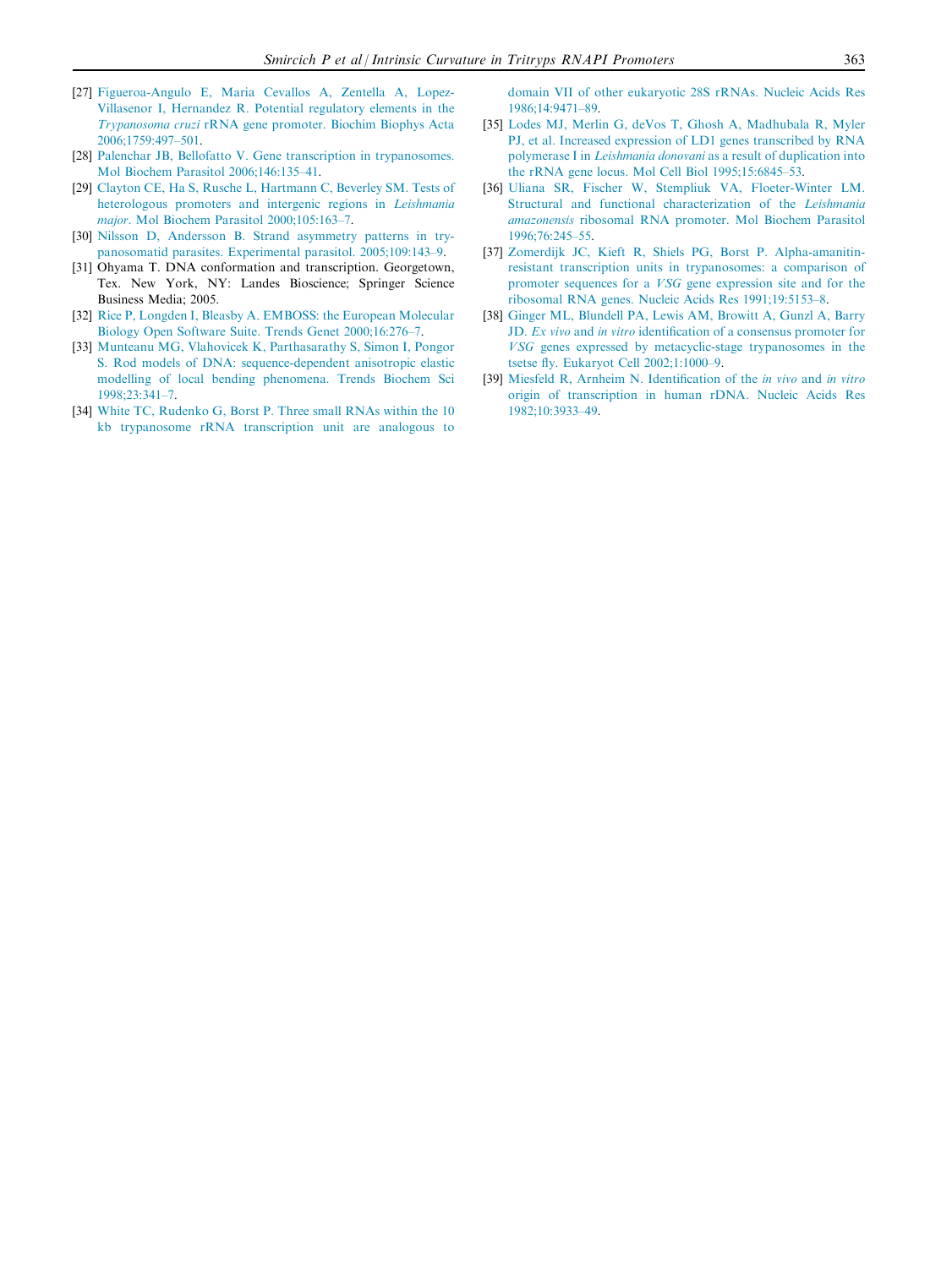[27] Figueroa-Angulo E, Maria Cevallos A, Zentella A, Lopez-Villasenor I, Hernandez R. Potential regulatory elements in the *Trypanosoma cruzi* rRNA gene promoter. Biochim Biophys Acta 2006;1759:497–501.

[28] Palenchar JB, Bellofatto V. Gene transcription in trypanosomes. Mol Biochem Parasitol 2006;146:135–41.

[29] Clayton CE, Ha S, Rusche L, Hartmann C, Beverley SM. Tests of heterologous promoters and intergenic regions in *Leishmania major*. Mol Biochem Parasitol 2000;105:163–7.

[30] Nilsson D, Andersson B. Strand asymmetry patterns in trypanosomatid parasites. Experimental parasitol. 2005;109:143–9.

[31] Ohyama T. DNA conformation and transcription. Georgetown, Tex. New York, NY: Landes Bioscience; Springer Science Business Media; 2005.

[32] Rice P, Longden I, Bleasby A. EMBOSS: the European Molecular Biology Open Software Suite. Trends Genet 2000;16:276–7.

[33] Munteanu MG, Vlahovicek K, Parthasarathy S, Simon I, Pongor S. Rod models of DNA: sequence-dependent anisotropic elastic modelling of local bending phenomena. Trends Biochem Sci 1998;23:341–7.

[34] White TC, Rudenko G, Borst P. Three small RNAs within the 10 kb trypanosome rRNA transcription unit are analogous to domain VII of other eukaryotic 28S rRNAs. Nucleic Acids Res 1986;14:9471–89.

[35] Lodes MJ, Merlin G, deVos T, Ghosh A, Madhubala R, Myler PJ, et al. Increased expression of LD1 genes transcribed by RNA polymerase I in *Leishmania donovani* as a result of duplication into the rRNA gene locus. Mol Cell Biol 1995;15:6845–53.

[36] Uliana SR, Fischer W, Stempliuk VA, Floeter-Winter LM. Structural and functional characterization of the *Leishmania amazonensis* ribosomal RNA promoter. Mol Biochem Parasitol 1996;76:245–55.

[37] Zomerdijk JC, Kieft R, Shiels PG, Borst P. Alpha-amanitin-resistant transcription units in trypanosomes: a comparison of promoter sequences for a *VSG* gene expression site and for the ribosomal RNA genes. Nucleic Acids Res 1991;19:5153–8.

[38] Ginger ML, Blundell PA, Lewis AM, Browitt A, Gunzl A, Barry JD. *Ex vivo* and *in vitro* identification of a consensus promoter for *VSG* genes expressed by metacyclic-stage trypanosomes in the tsetse fly. Eukaryot Cell 2002;1:1000–9.

[39] Miesfeld R, Arnheim N. Identification of the *in vivo* and *in vitro* origin of transcription in human rDNA. Nucleic Acids Res 1982;10:3933–49.